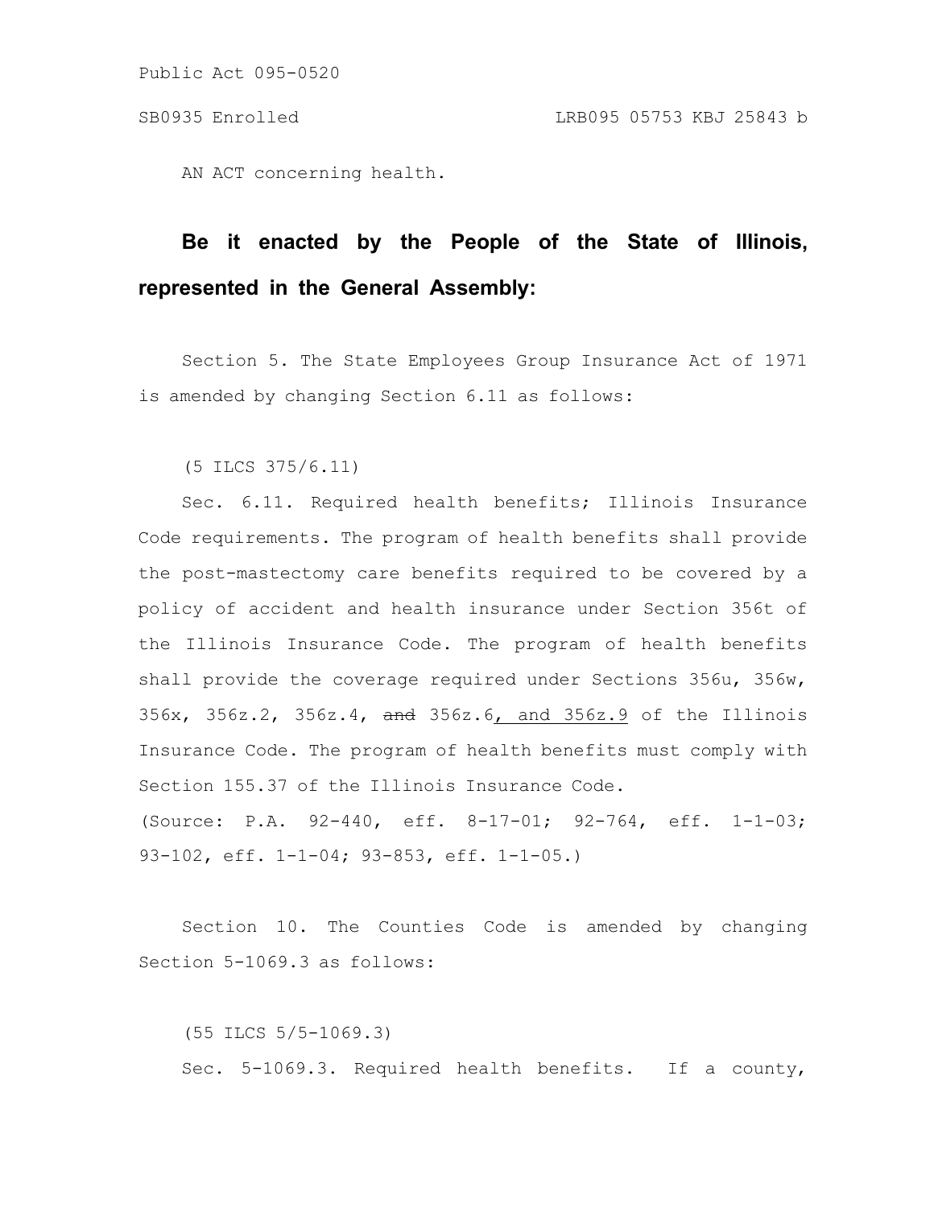AN ACT concerning health.

**Be it enacted by the People of the State of Illinois, represented in the General Assembly:**

Section 5. The State Employees Group Insurance Act of 1971 is amended by changing Section 6.11 as follows:

(5 ILCS 375/6.11)

Sec. 6.11. Required health benefits; Illinois Insurance Code requirements. The program of health benefits shall provide the post-mastectomy care benefits required to be covered by a policy of accident and health insurance under Section 356t of the Illinois Insurance Code. The program of health benefits shall provide the coverage required under Sections 356u, 356w, 356x, 356z.2, 356z.4, ~~and~~ 356z.6<u>, and 356z.9</u> of the Illinois Insurance Code. The program of health benefits must comply with Section 155.37 of the Illinois Insurance Code.

(Source: P.A. 92-440, eff. 8-17-01; 92-764, eff. 1-1-03; 93-102, eff. 1-1-04; 93-853, eff. 1-1-05.)

Section 10. The Counties Code is amended by changing Section 5-1069.3 as follows:

(55 ILCS 5/5-1069.3)

Sec. 5-1069.3. Required health benefits. If a county,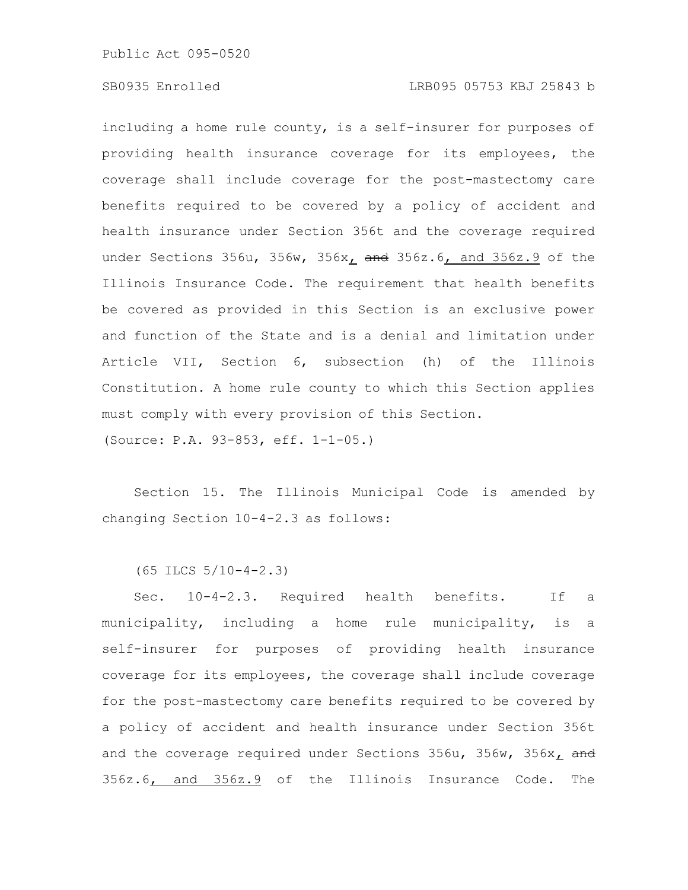including a home rule county, is a self-insurer for purposes of providing health insurance coverage for its employees, the coverage shall include coverage for the post-mastectomy care benefits required to be covered by a policy of accident and health insurance under Section 356t and the coverage required under Sections 356u, 356w, 356x, ~~and~~ 356z.6, and 356z.9 of the Illinois Insurance Code. The requirement that health benefits be covered as provided in this Section is an exclusive power and function of the State and is a denial and limitation under Article VII, Section 6, subsection (h) of the Illinois Constitution. A home rule county to which this Section applies must comply with every provision of this Section.

(Source: P.A. 93-853, eff. 1-1-05.)

Section 15. The Illinois Municipal Code is amended by changing Section 10-4-2.3 as follows:

(65 ILCS 5/10-4-2.3)

Sec. 10-4-2.3. Required health benefits. If a municipality, including a home rule municipality, is a self-insurer for purposes of providing health insurance coverage for its employees, the coverage shall include coverage for the post-mastectomy care benefits required to be covered by a policy of accident and health insurance under Section 356t and the coverage required under Sections 356u, 356w, 356x, ~~and~~ 356z.6, and 356z.9 of the Illinois Insurance Code. The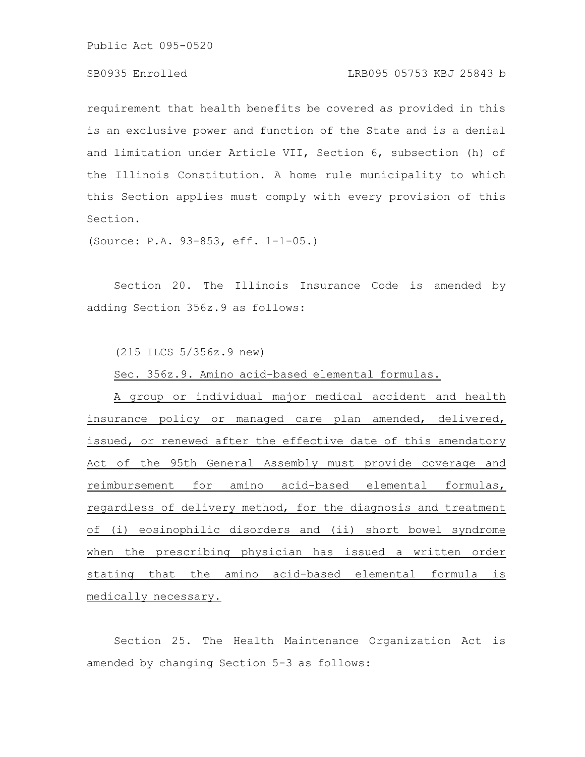requirement that health benefits be covered as provided in this is an exclusive power and function of the State and is a denial and limitation under Article VII, Section 6, subsection (h) of the Illinois Constitution. A home rule municipality to which this Section applies must comply with every provision of this Section.

(Source: P.A. 93-853, eff. 1-1-05.)

Section 20. The Illinois Insurance Code is amended by adding Section 356z.9 as follows:

(215 ILCS 5/356z.9 new)

Sec. 356z.9. Amino acid-based elemental formulas.

A group or individual major medical accident and health insurance policy or managed care plan amended, delivered, issued, or renewed after the effective date of this amendatory Act of the 95th General Assembly must provide coverage and reimbursement for amino acid-based elemental formulas, regardless of delivery method, for the diagnosis and treatment of (i) eosinophilic disorders and (ii) short bowel syndrome when the prescribing physician has issued a written order stating that the amino acid-based elemental formula is medically necessary.

Section 25. The Health Maintenance Organization Act is amended by changing Section 5-3 as follows: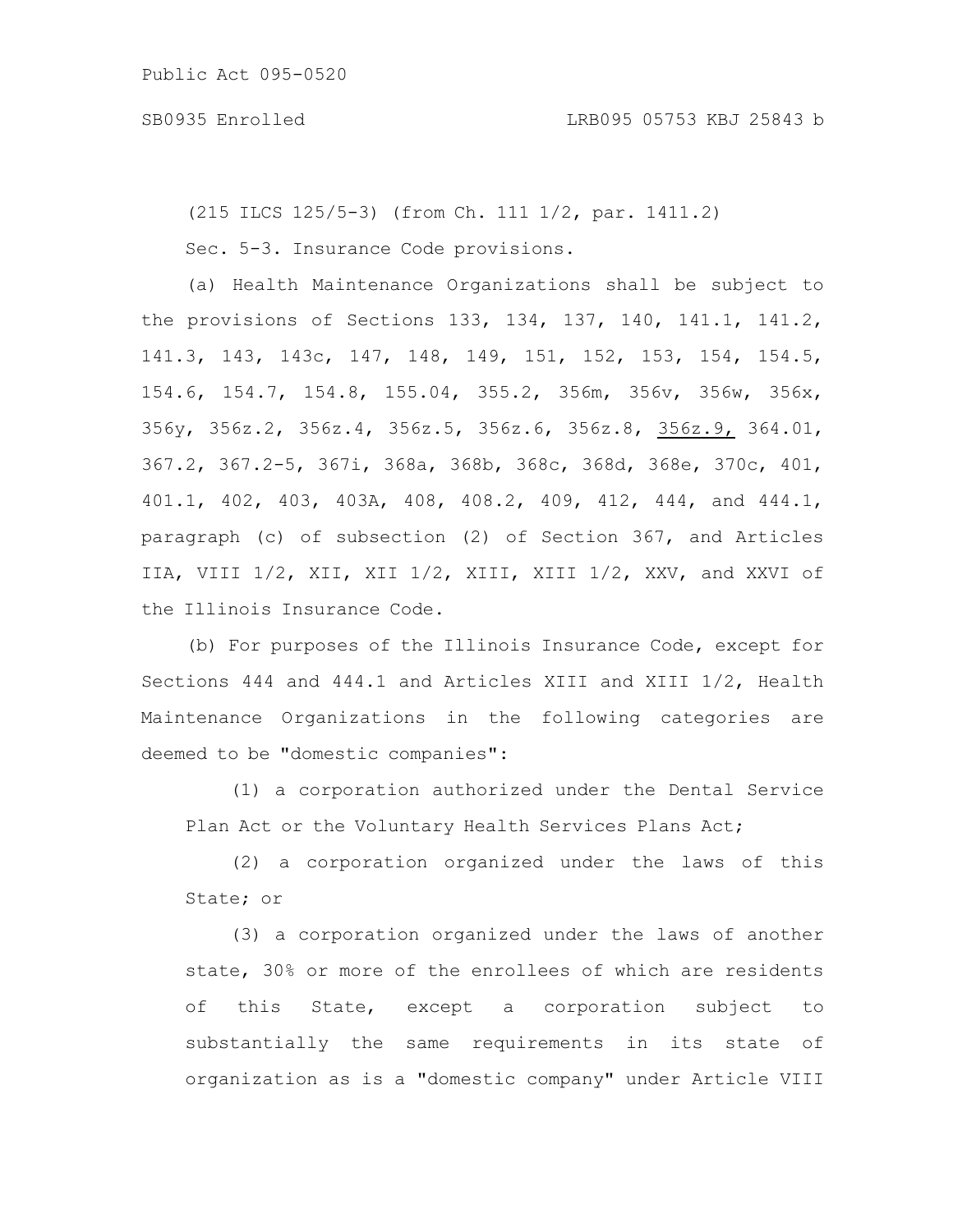(215 ILCS 125/5-3) (from Ch. 111 1/2, par. 1411.2)

Sec. 5-3. Insurance Code provisions.

(a) Health Maintenance Organizations shall be subject to the provisions of Sections 133, 134, 137, 140, 141.1, 141.2, 141.3, 143, 143c, 147, 148, 149, 151, 152, 153, 154, 154.5, 154.6, 154.7, 154.8, 155.04, 355.2, 356m, 356v, 356w, 356x, 356y, 356z.2, 356z.4, 356z.5, 356z.6, 356z.8, 356z.9, 364.01, 367.2, 367.2-5, 367i, 368a, 368b, 368c, 368d, 368e, 370c, 401, 401.1, 402, 403, 403A, 408, 408.2, 409, 412, 444, and 444.1, paragraph (c) of subsection (2) of Section 367, and Articles IIA, VIII 1/2, XII, XII 1/2, XIII, XIII 1/2, XXV, and XXVI of the Illinois Insurance Code.

(b) For purposes of the Illinois Insurance Code, except for Sections 444 and 444.1 and Articles XIII and XIII 1/2, Health Maintenance Organizations in the following categories are deemed to be "domestic companies":

(1) a corporation authorized under the Dental Service Plan Act or the Voluntary Health Services Plans Act;

(2) a corporation organized under the laws of this State; or

(3) a corporation organized under the laws of another state, 30% or more of the enrollees of which are residents of this State, except a corporation subject to substantially the same requirements in its state of organization as is a "domestic company" under Article VIII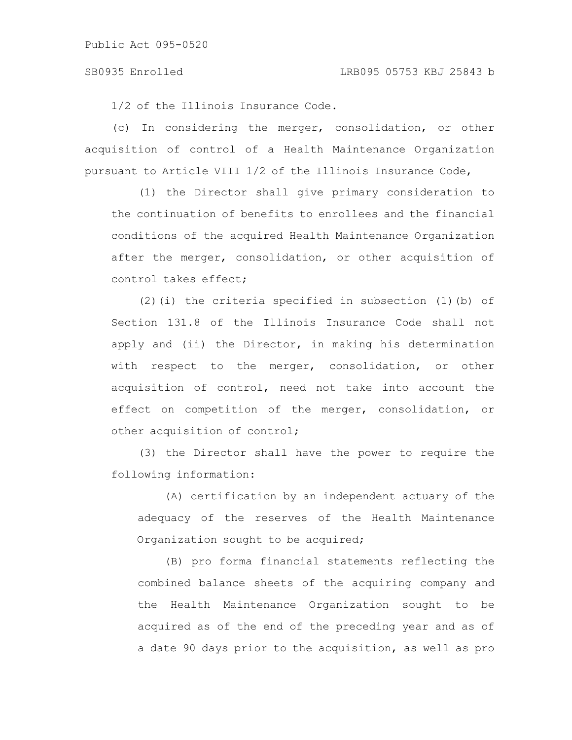1/2 of the Illinois Insurance Code.

(c) In considering the merger, consolidation, or other acquisition of control of a Health Maintenance Organization pursuant to Article VIII 1/2 of the Illinois Insurance Code,

(1) the Director shall give primary consideration to the continuation of benefits to enrollees and the financial conditions of the acquired Health Maintenance Organization after the merger, consolidation, or other acquisition of control takes effect;

(2)(i) the criteria specified in subsection (1)(b) of Section 131.8 of the Illinois Insurance Code shall not apply and (ii) the Director, in making his determination with respect to the merger, consolidation, or other acquisition of control, need not take into account the effect on competition of the merger, consolidation, or other acquisition of control;

(3) the Director shall have the power to require the following information:

(A) certification by an independent actuary of the adequacy of the reserves of the Health Maintenance Organization sought to be acquired;

(B) pro forma financial statements reflecting the combined balance sheets of the acquiring company and the Health Maintenance Organization sought to be acquired as of the end of the preceding year and as of a date 90 days prior to the acquisition, as well as pro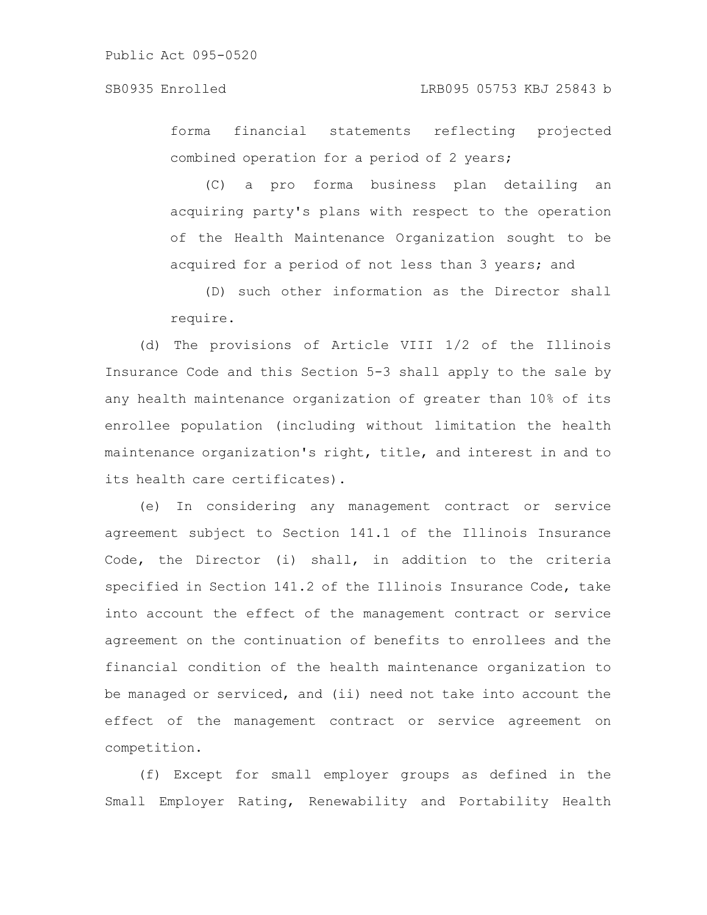forma financial statements reflecting projected combined operation for a period of 2 years;

(C) a pro forma business plan detailing an acquiring party's plans with respect to the operation of the Health Maintenance Organization sought to be acquired for a period of not less than 3 years; and

(D) such other information as the Director shall require.

(d) The provisions of Article VIII 1/2 of the Illinois Insurance Code and this Section 5-3 shall apply to the sale by any health maintenance organization of greater than 10% of its enrollee population (including without limitation the health maintenance organization's right, title, and interest in and to its health care certificates).

(e) In considering any management contract or service agreement subject to Section 141.1 of the Illinois Insurance Code, the Director (i) shall, in addition to the criteria specified in Section 141.2 of the Illinois Insurance Code, take into account the effect of the management contract or service agreement on the continuation of benefits to enrollees and the financial condition of the health maintenance organization to be managed or serviced, and (ii) need not take into account the effect of the management contract or service agreement on competition.

(f) Except for small employer groups as defined in the Small Employer Rating, Renewability and Portability Health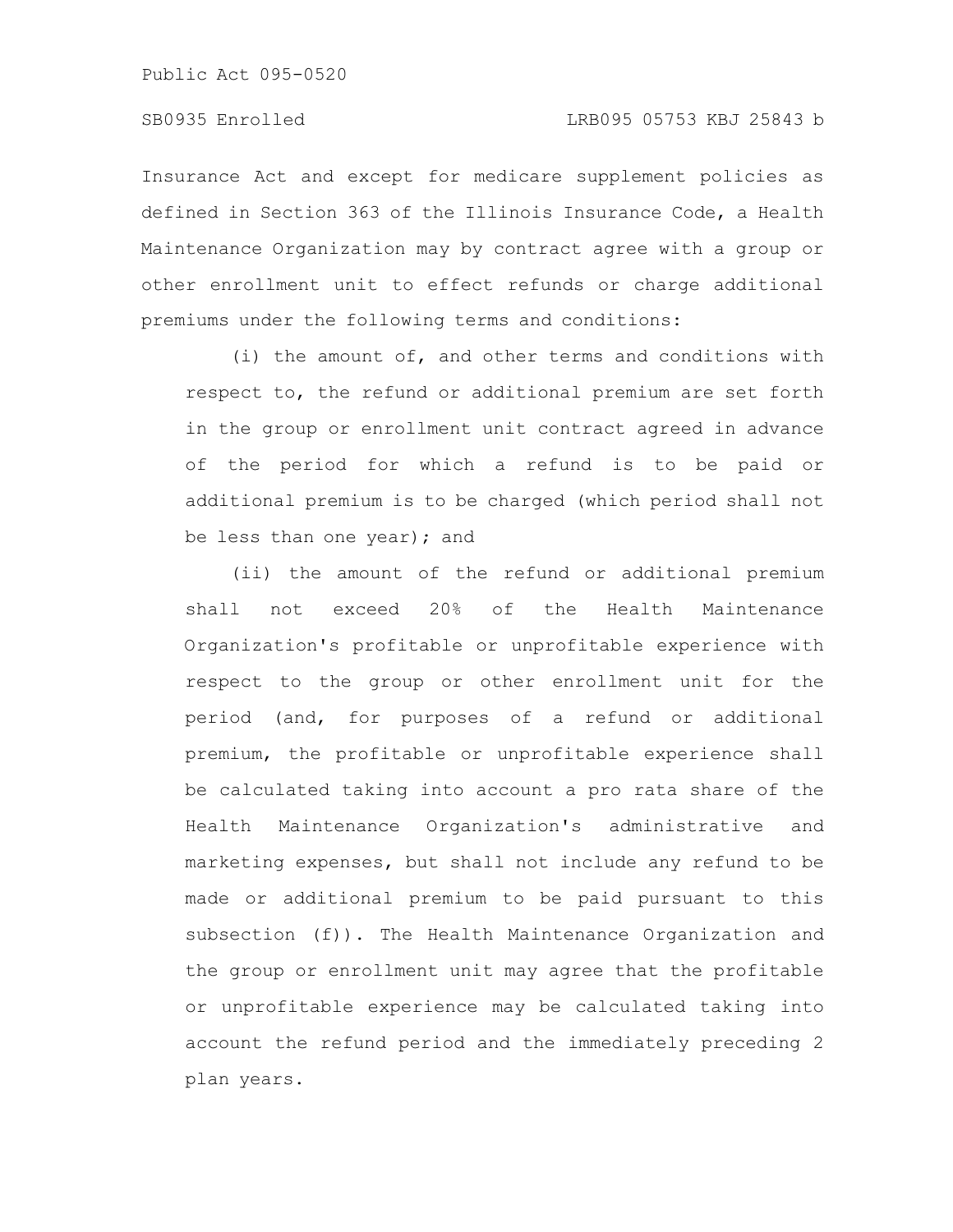Insurance Act and except for medicare supplement policies as defined in Section 363 of the Illinois Insurance Code, a Health Maintenance Organization may by contract agree with a group or other enrollment unit to effect refunds or charge additional premiums under the following terms and conditions:

(i) the amount of, and other terms and conditions with respect to, the refund or additional premium are set forth in the group or enrollment unit contract agreed in advance of the period for which a refund is to be paid or additional premium is to be charged (which period shall not be less than one year); and

(ii) the amount of the refund or additional premium shall not exceed 20% of the Health Maintenance Organization's profitable or unprofitable experience with respect to the group or other enrollment unit for the period (and, for purposes of a refund or additional premium, the profitable or unprofitable experience shall be calculated taking into account a pro rata share of the Health Maintenance Organization's administrative and marketing expenses, but shall not include any refund to be made or additional premium to be paid pursuant to this subsection (f)). The Health Maintenance Organization and the group or enrollment unit may agree that the profitable or unprofitable experience may be calculated taking into account the refund period and the immediately preceding 2 plan years.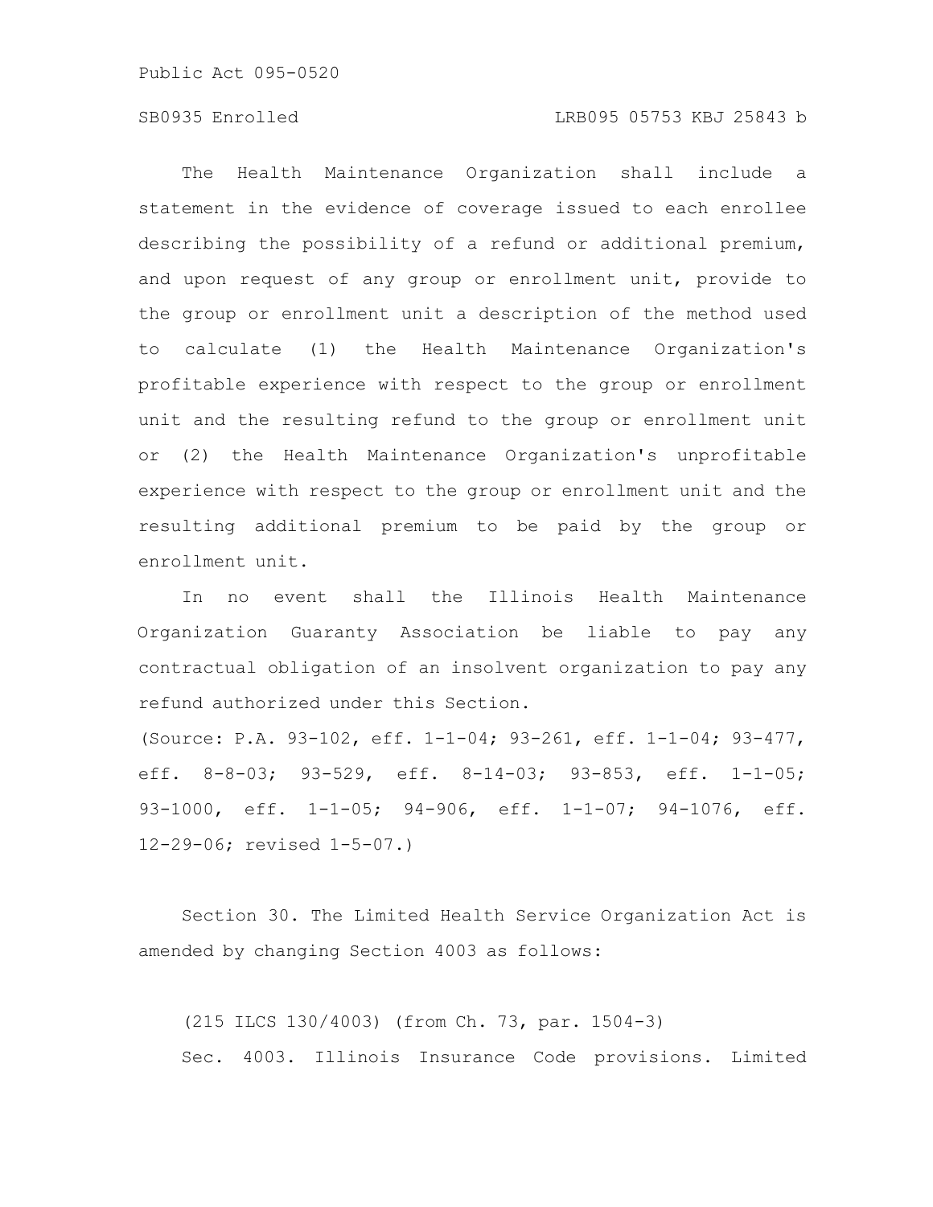The Health Maintenance Organization shall include a statement in the evidence of coverage issued to each enrollee describing the possibility of a refund or additional premium, and upon request of any group or enrollment unit, provide to the group or enrollment unit a description of the method used to calculate (1) the Health Maintenance Organization's profitable experience with respect to the group or enrollment unit and the resulting refund to the group or enrollment unit or (2) the Health Maintenance Organization's unprofitable experience with respect to the group or enrollment unit and the resulting additional premium to be paid by the group or enrollment unit.

In no event shall the Illinois Health Maintenance Organization Guaranty Association be liable to pay any contractual obligation of an insolvent organization to pay any refund authorized under this Section.

(Source: P.A. 93-102, eff. 1-1-04; 93-261, eff. 1-1-04; 93-477, eff. 8-8-03; 93-529, eff. 8-14-03; 93-853, eff. 1-1-05; 93-1000, eff. 1-1-05; 94-906, eff. 1-1-07; 94-1076, eff. 12-29-06; revised 1-5-07.)

Section 30. The Limited Health Service Organization Act is amended by changing Section 4003 as follows:

(215 ILCS 130/4003) (from Ch. 73, par. 1504-3)

Sec. 4003. Illinois Insurance Code provisions. Limited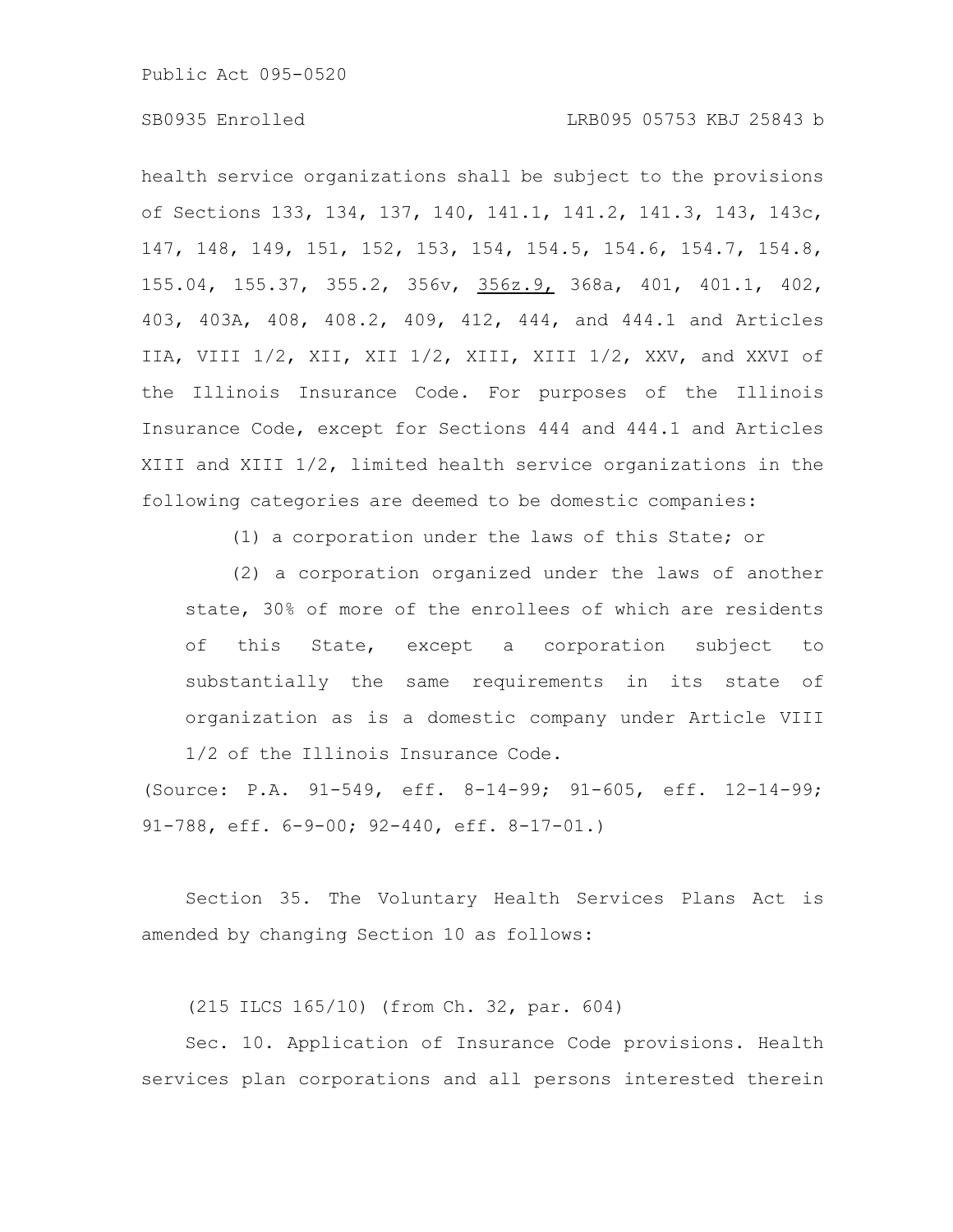health service organizations shall be subject to the provisions of Sections 133, 134, 137, 140, 141.1, 141.2, 141.3, 143, 143c, 147, 148, 149, 151, 152, 153, 154, 154.5, 154.6, 154.7, 154.8, 155.04, 155.37, 355.2, 356v, 356z.9, 368a, 401, 401.1, 402, 403, 403A, 408, 408.2, 409, 412, 444, and 444.1 and Articles IIA, VIII 1/2, XII, XII 1/2, XIII, XIII 1/2, XXV, and XXVI of the Illinois Insurance Code. For purposes of the Illinois Insurance Code, except for Sections 444 and 444.1 and Articles XIII and XIII 1/2, limited health service organizations in the following categories are deemed to be domestic companies:

(1) a corporation under the laws of this State; or

(2) a corporation organized under the laws of another state, 30% of more of the enrollees of which are residents of this State, except a corporation subject to substantially the same requirements in its state of organization as is a domestic company under Article VIII 1/2 of the Illinois Insurance Code.

(Source: P.A. 91-549, eff. 8-14-99; 91-605, eff. 12-14-99; 91-788, eff. 6-9-00; 92-440, eff. 8-17-01.)

Section 35. The Voluntary Health Services Plans Act is amended by changing Section 10 as follows:

(215 ILCS 165/10) (from Ch. 32, par. 604)

Sec. 10. Application of Insurance Code provisions. Health services plan corporations and all persons interested therein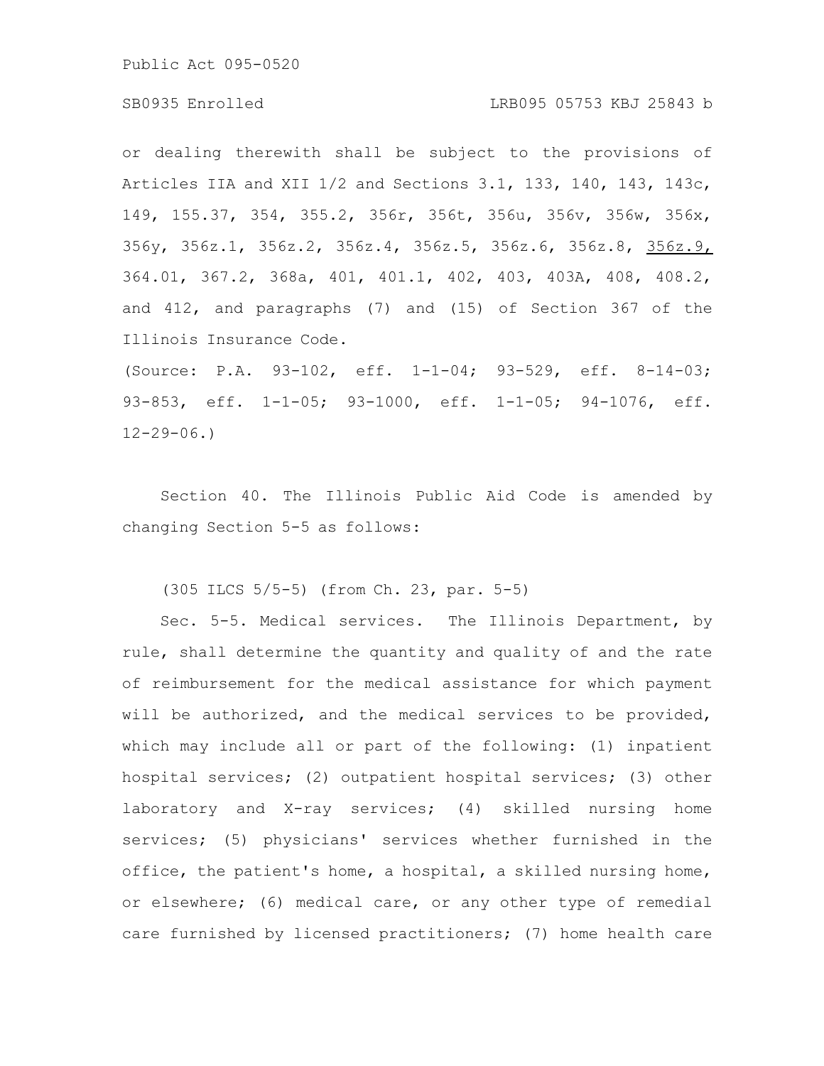or dealing therewith shall be subject to the provisions of Articles IIA and XII 1/2 and Sections 3.1, 133, 140, 143, 143c, 149, 155.37, 354, 355.2, 356r, 356t, 356u, 356v, 356w, 356x, 356y, 356z.1, 356z.2, 356z.4, 356z.5, 356z.6, 356z.8, 356z.9, 364.01, 367.2, 368a, 401, 401.1, 402, 403, 403A, 408, 408.2, and 412, and paragraphs (7) and (15) of Section 367 of the Illinois Insurance Code.

(Source: P.A. 93-102, eff. 1-1-04; 93-529, eff. 8-14-03; 93-853, eff. 1-1-05; 93-1000, eff. 1-1-05; 94-1076, eff. 12-29-06.)

Section 40. The Illinois Public Aid Code is amended by changing Section 5-5 as follows:

(305 ILCS 5/5-5) (from Ch. 23, par. 5-5)

Sec. 5-5. Medical services. The Illinois Department, by rule, shall determine the quantity and quality of and the rate of reimbursement for the medical assistance for which payment will be authorized, and the medical services to be provided, which may include all or part of the following: (1) inpatient hospital services; (2) outpatient hospital services; (3) other laboratory and X-ray services; (4) skilled nursing home services; (5) physicians' services whether furnished in the office, the patient's home, a hospital, a skilled nursing home, or elsewhere; (6) medical care, or any other type of remedial care furnished by licensed practitioners; (7) home health care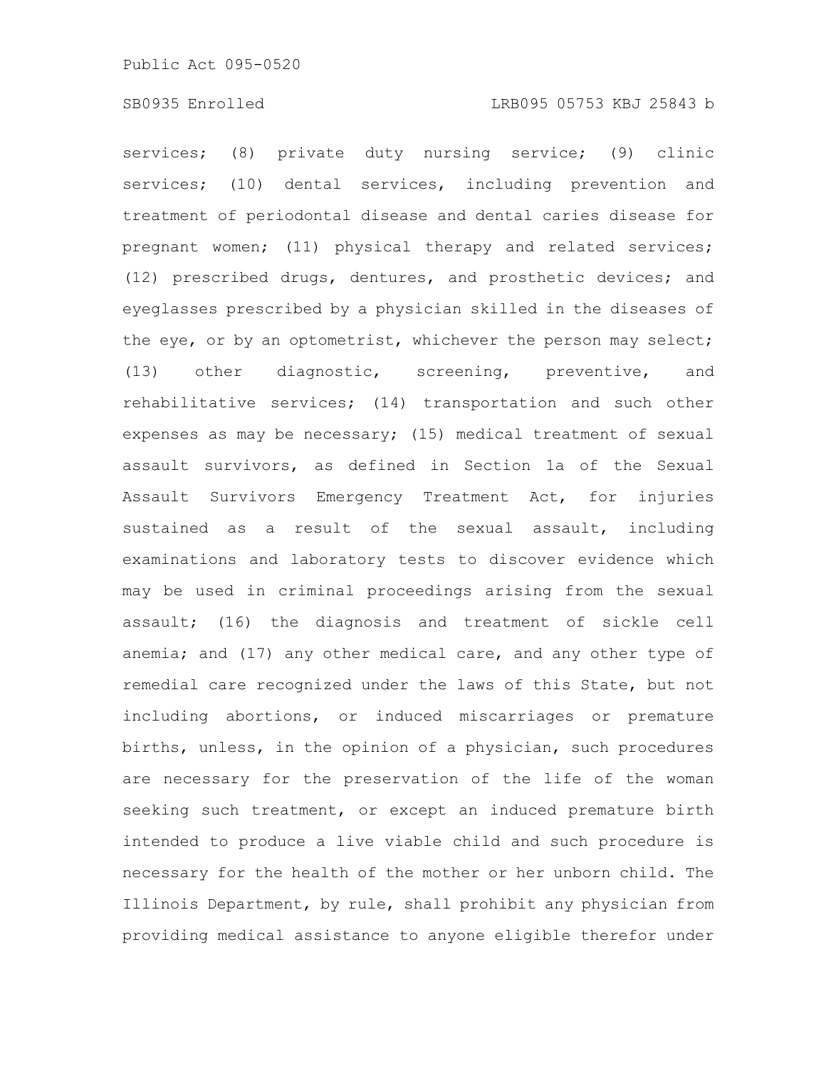services; (8) private duty nursing service; (9) clinic services; (10) dental services, including prevention and treatment of periodontal disease and dental caries disease for pregnant women; (11) physical therapy and related services; (12) prescribed drugs, dentures, and prosthetic devices; and eyeglasses prescribed by a physician skilled in the diseases of the eye, or by an optometrist, whichever the person may select; (13) other diagnostic, screening, preventive, and rehabilitative services; (14) transportation and such other expenses as may be necessary; (15) medical treatment of sexual assault survivors, as defined in Section 1a of the Sexual Assault Survivors Emergency Treatment Act, for injuries sustained as a result of the sexual assault, including examinations and laboratory tests to discover evidence which may be used in criminal proceedings arising from the sexual assault; (16) the diagnosis and treatment of sickle cell anemia; and (17) any other medical care, and any other type of remedial care recognized under the laws of this State, but not including abortions, or induced miscarriages or premature births, unless, in the opinion of a physician, such procedures are necessary for the preservation of the life of the woman seeking such treatment, or except an induced premature birth intended to produce a live viable child and such procedure is necessary for the health of the mother or her unborn child. The Illinois Department, by rule, shall prohibit any physician from providing medical assistance to anyone eligible therefor under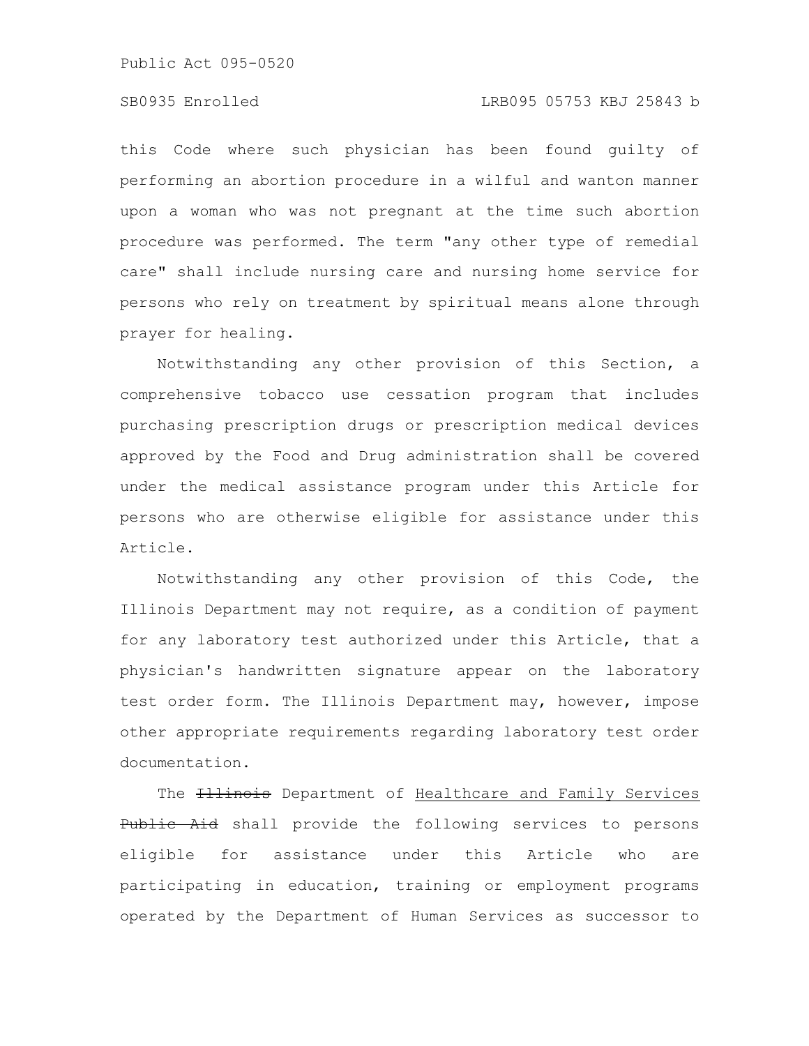this Code where such physician has been found guilty of performing an abortion procedure in a wilful and wanton manner upon a woman who was not pregnant at the time such abortion procedure was performed. The term "any other type of remedial care" shall include nursing care and nursing home service for persons who rely on treatment by spiritual means alone through prayer for healing.

Notwithstanding any other provision of this Section, a comprehensive tobacco use cessation program that includes purchasing prescription drugs or prescription medical devices approved by the Food and Drug administration shall be covered under the medical assistance program under this Article for persons who are otherwise eligible for assistance under this Article.

Notwithstanding any other provision of this Code, the Illinois Department may not require, as a condition of payment for any laboratory test authorized under this Article, that a physician's handwritten signature appear on the laboratory test order form. The Illinois Department may, however, impose other appropriate requirements regarding laboratory test order documentation.

The ~~Illinois~~ Department of <u>Healthcare and Family Services</u> ~~Public Aid~~ shall provide the following services to persons eligible for assistance under this Article who are participating in education, training or employment programs operated by the Department of Human Services as successor to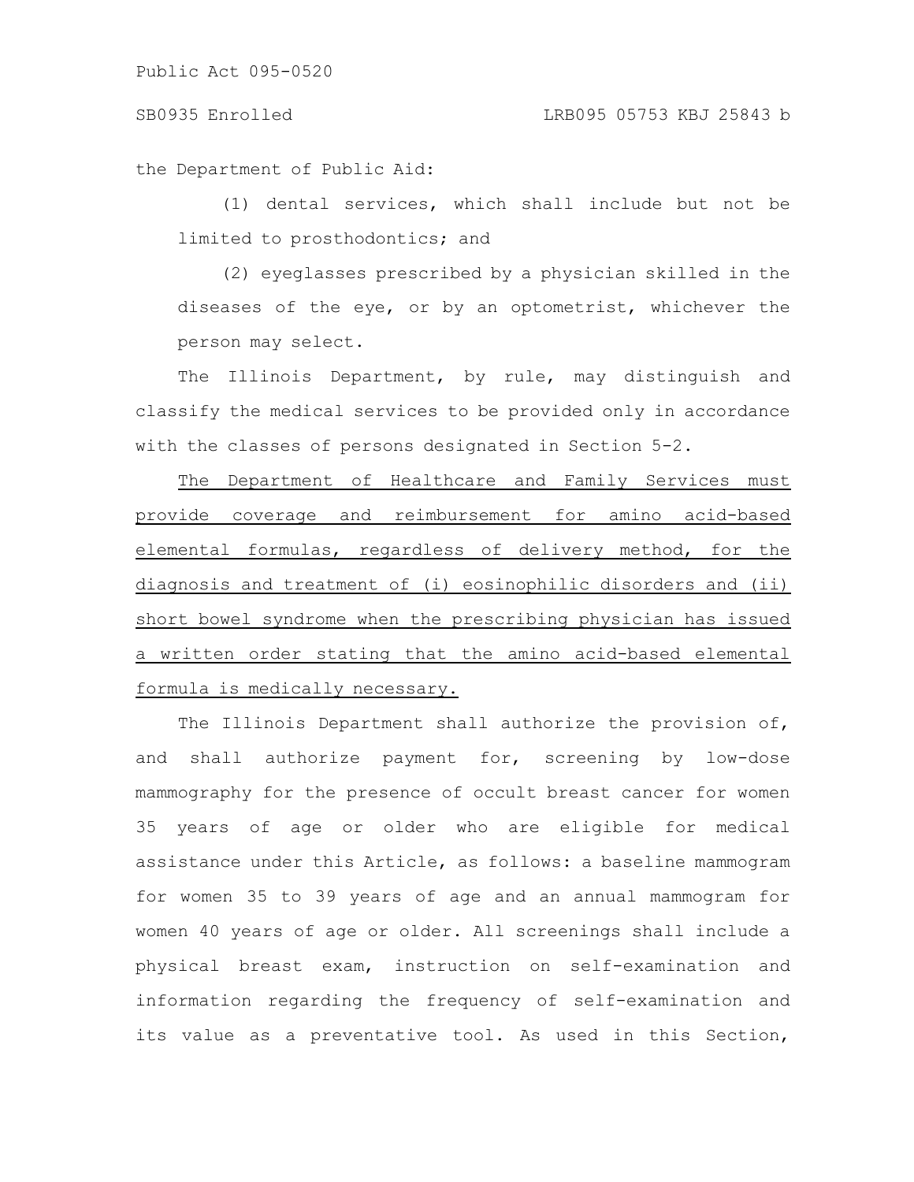the Department of Public Aid:

(1) dental services, which shall include but not be limited to prosthodontics; and

(2) eyeglasses prescribed by a physician skilled in the diseases of the eye, or by an optometrist, whichever the person may select.

The Illinois Department, by rule, may distinguish and classify the medical services to be provided only in accordance with the classes of persons designated in Section 5-2.

<u>The Department of Healthcare and Family Services must provide coverage and reimbursement for amino acid-based elemental formulas, regardless of delivery method, for the diagnosis and treatment of (i) eosinophilic disorders and (ii) short bowel syndrome when the prescribing physician has issued a written order stating that the amino acid-based elemental formula is medically necessary.</u>

The Illinois Department shall authorize the provision of, and shall authorize payment for, screening by low-dose mammography for the presence of occult breast cancer for women 35 years of age or older who are eligible for medical assistance under this Article, as follows: a baseline mammogram for women 35 to 39 years of age and an annual mammogram for women 40 years of age or older. All screenings shall include a physical breast exam, instruction on self-examination and information regarding the frequency of self-examination and its value as a preventative tool. As used in this Section,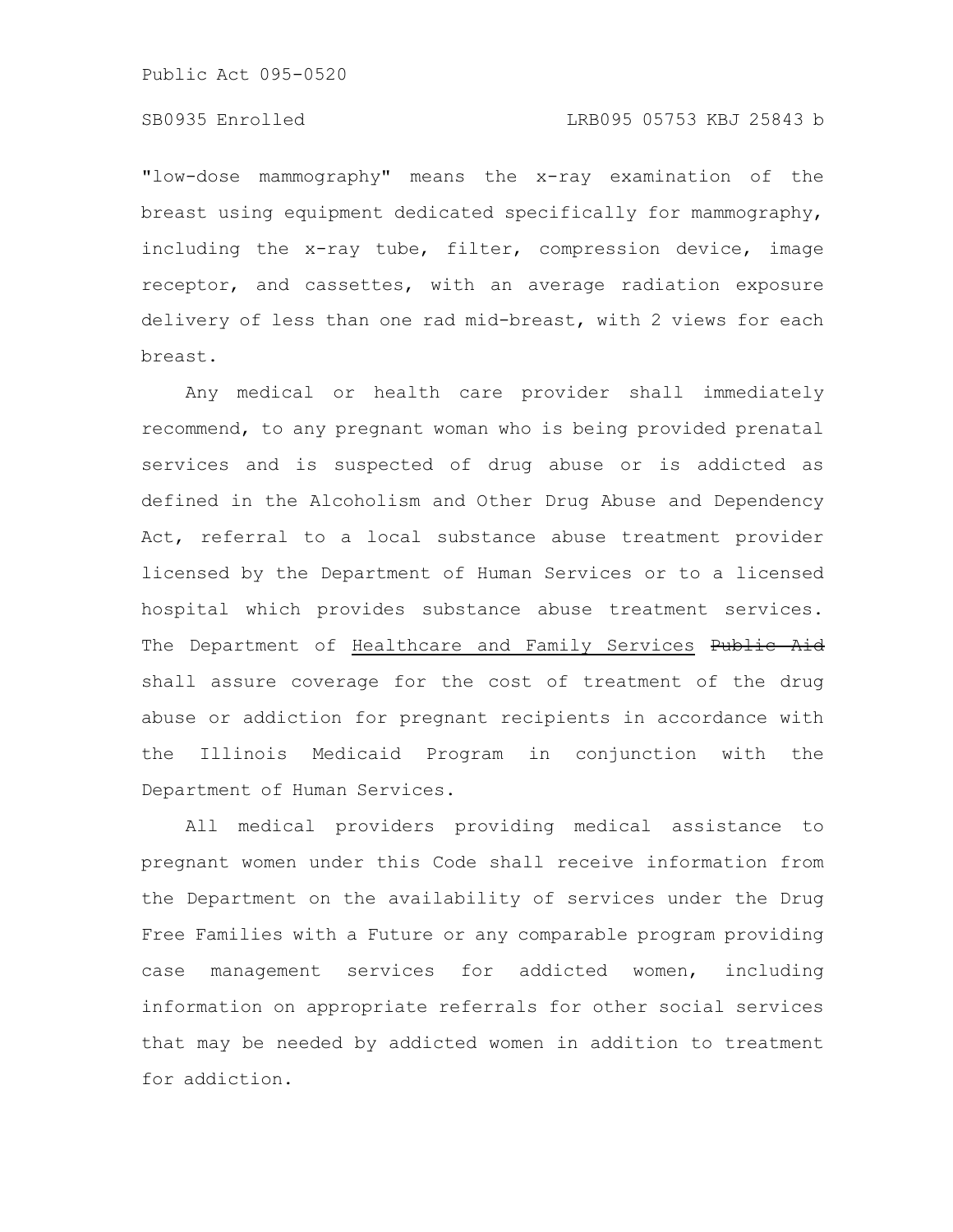"low-dose mammography" means the x-ray examination of the breast using equipment dedicated specifically for mammography, including the x-ray tube, filter, compression device, image receptor, and cassettes, with an average radiation exposure delivery of less than one rad mid-breast, with 2 views for each breast.

Any medical or health care provider shall immediately recommend, to any pregnant woman who is being provided prenatal services and is suspected of drug abuse or is addicted as defined in the Alcoholism and Other Drug Abuse and Dependency Act, referral to a local substance abuse treatment provider licensed by the Department of Human Services or to a licensed hospital which provides substance abuse treatment services. The Department of <u>Healthcare and Family Services</u> ~~Public Aid~~ shall assure coverage for the cost of treatment of the drug abuse or addiction for pregnant recipients in accordance with the Illinois Medicaid Program in conjunction with the Department of Human Services.

All medical providers providing medical assistance to pregnant women under this Code shall receive information from the Department on the availability of services under the Drug Free Families with a Future or any comparable program providing case management services for addicted women, including information on appropriate referrals for other social services that may be needed by addicted women in addition to treatment for addiction.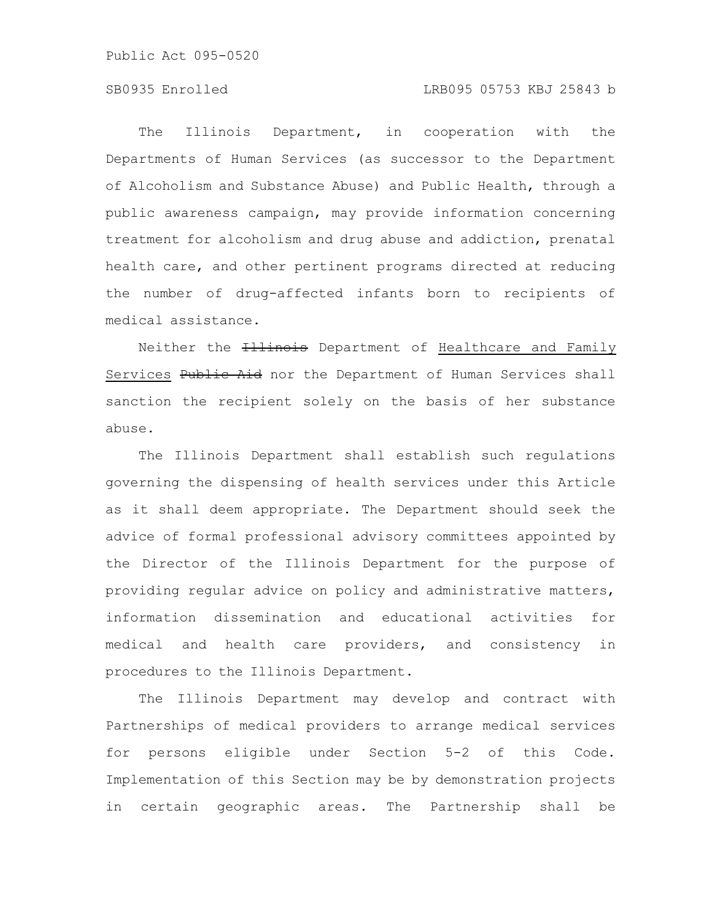The Illinois Department, in cooperation with the Departments of Human Services (as successor to the Department of Alcoholism and Substance Abuse) and Public Health, through a public awareness campaign, may provide information concerning treatment for alcoholism and drug abuse and addiction, prenatal health care, and other pertinent programs directed at reducing the number of drug-affected infants born to recipients of medical assistance.

Neither the ~~Illinois~~ Department of <u>Healthcare and Family Services</u> ~~Public Aid~~ nor the Department of Human Services shall sanction the recipient solely on the basis of her substance abuse.

The Illinois Department shall establish such regulations governing the dispensing of health services under this Article as it shall deem appropriate. The Department should seek the advice of formal professional advisory committees appointed by the Director of the Illinois Department for the purpose of providing regular advice on policy and administrative matters, information dissemination and educational activities for medical and health care providers, and consistency in procedures to the Illinois Department.

The Illinois Department may develop and contract with Partnerships of medical providers to arrange medical services for persons eligible under Section 5-2 of this Code. Implementation of this Section may be by demonstration projects in certain geographic areas. The Partnership shall be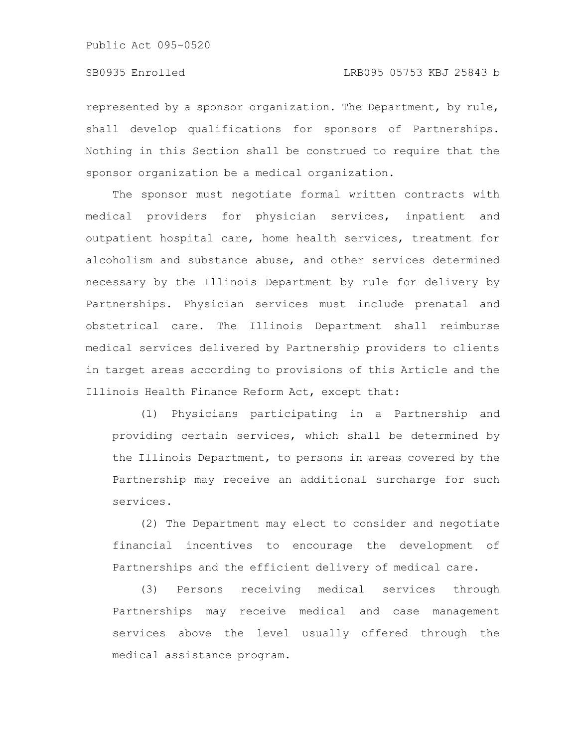represented by a sponsor organization. The Department, by rule, shall develop qualifications for sponsors of Partnerships. Nothing in this Section shall be construed to require that the sponsor organization be a medical organization.

The sponsor must negotiate formal written contracts with medical providers for physician services, inpatient and outpatient hospital care, home health services, treatment for alcoholism and substance abuse, and other services determined necessary by the Illinois Department by rule for delivery by Partnerships. Physician services must include prenatal and obstetrical care. The Illinois Department shall reimburse medical services delivered by Partnership providers to clients in target areas according to provisions of this Article and the Illinois Health Finance Reform Act, except that:

(1) Physicians participating in a Partnership and providing certain services, which shall be determined by the Illinois Department, to persons in areas covered by the Partnership may receive an additional surcharge for such services.

(2) The Department may elect to consider and negotiate financial incentives to encourage the development of Partnerships and the efficient delivery of medical care.

(3) Persons receiving medical services through Partnerships may receive medical and case management services above the level usually offered through the medical assistance program.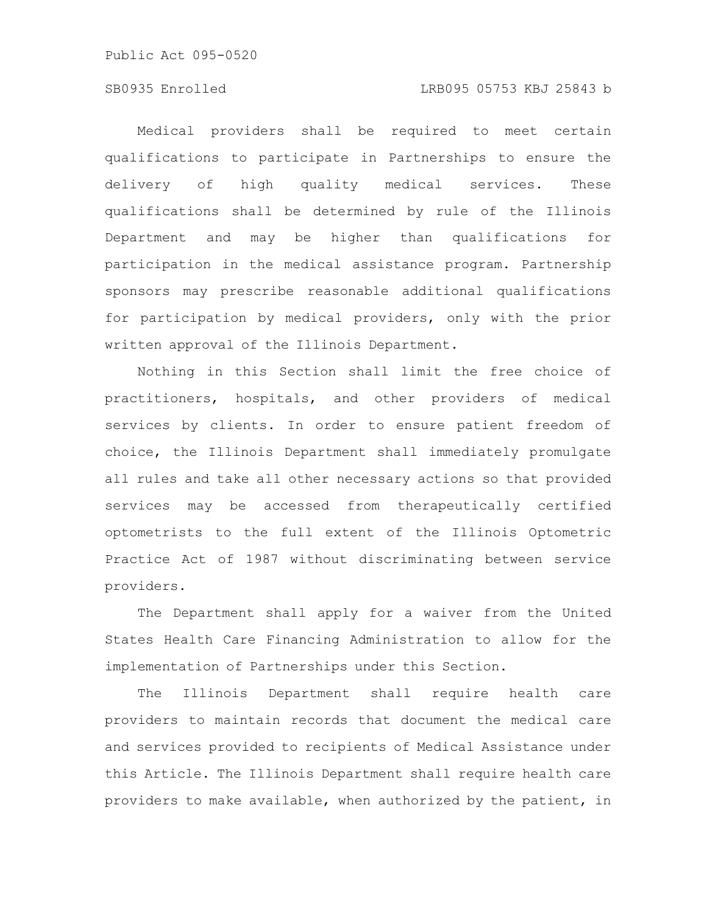Medical providers shall be required to meet certain qualifications to participate in Partnerships to ensure the delivery of high quality medical services. These qualifications shall be determined by rule of the Illinois Department and may be higher than qualifications for participation in the medical assistance program. Partnership sponsors may prescribe reasonable additional qualifications for participation by medical providers, only with the prior written approval of the Illinois Department.

Nothing in this Section shall limit the free choice of practitioners, hospitals, and other providers of medical services by clients. In order to ensure patient freedom of choice, the Illinois Department shall immediately promulgate all rules and take all other necessary actions so that provided services may be accessed from therapeutically certified optometrists to the full extent of the Illinois Optometric Practice Act of 1987 without discriminating between service providers.

The Department shall apply for a waiver from the United States Health Care Financing Administration to allow for the implementation of Partnerships under this Section.

The Illinois Department shall require health care providers to maintain records that document the medical care and services provided to recipients of Medical Assistance under this Article. The Illinois Department shall require health care providers to make available, when authorized by the patient, in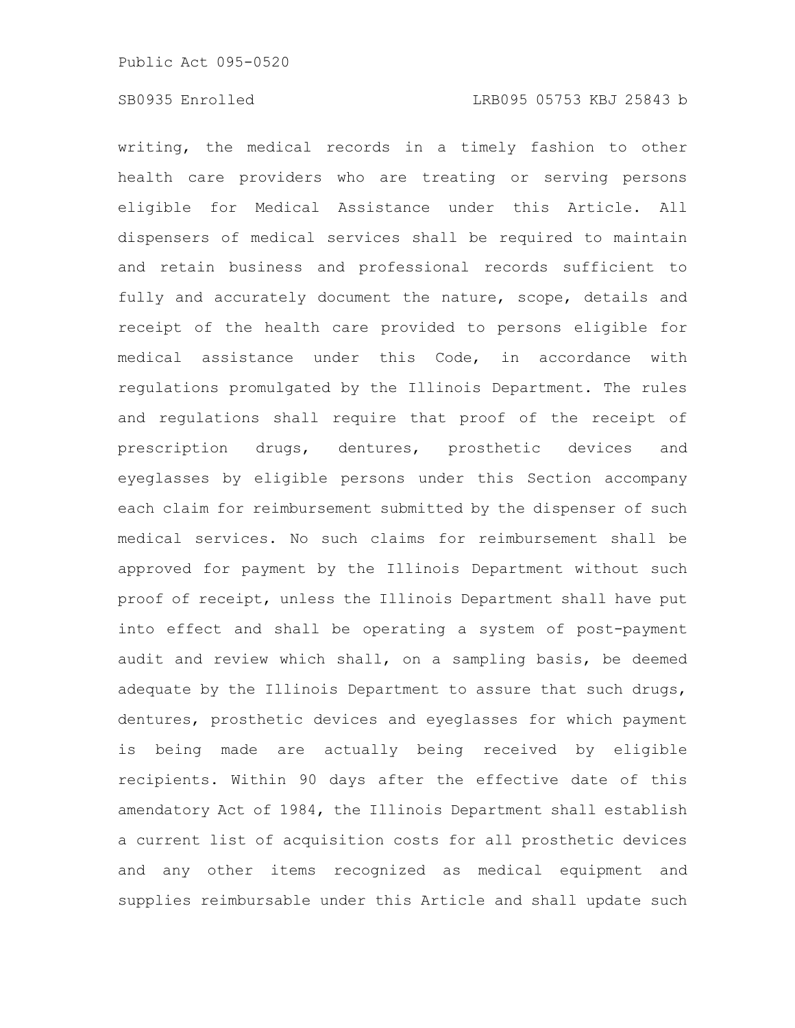writing, the medical records in a timely fashion to other health care providers who are treating or serving persons eligible for Medical Assistance under this Article. All dispensers of medical services shall be required to maintain and retain business and professional records sufficient to fully and accurately document the nature, scope, details and receipt of the health care provided to persons eligible for medical assistance under this Code, in accordance with regulations promulgated by the Illinois Department. The rules and regulations shall require that proof of the receipt of prescription drugs, dentures, prosthetic devices and eyeglasses by eligible persons under this Section accompany each claim for reimbursement submitted by the dispenser of such medical services. No such claims for reimbursement shall be approved for payment by the Illinois Department without such proof of receipt, unless the Illinois Department shall have put into effect and shall be operating a system of post-payment audit and review which shall, on a sampling basis, be deemed adequate by the Illinois Department to assure that such drugs, dentures, prosthetic devices and eyeglasses for which payment is being made are actually being received by eligible recipients. Within 90 days after the effective date of this amendatory Act of 1984, the Illinois Department shall establish a current list of acquisition costs for all prosthetic devices and any other items recognized as medical equipment and supplies reimbursable under this Article and shall update such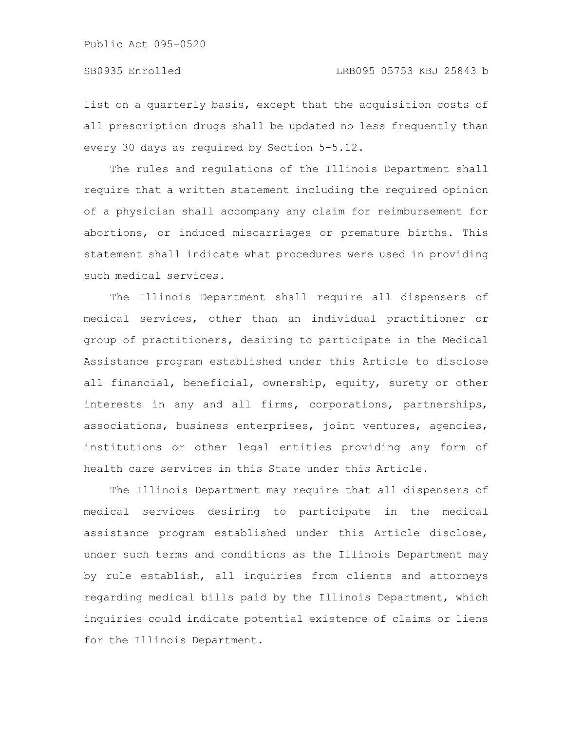list on a quarterly basis, except that the acquisition costs of all prescription drugs shall be updated no less frequently than every 30 days as required by Section 5-5.12.

The rules and regulations of the Illinois Department shall require that a written statement including the required opinion of a physician shall accompany any claim for reimbursement for abortions, or induced miscarriages or premature births. This statement shall indicate what procedures were used in providing such medical services.

The Illinois Department shall require all dispensers of medical services, other than an individual practitioner or group of practitioners, desiring to participate in the Medical Assistance program established under this Article to disclose all financial, beneficial, ownership, equity, surety or other interests in any and all firms, corporations, partnerships, associations, business enterprises, joint ventures, agencies, institutions or other legal entities providing any form of health care services in this State under this Article.

The Illinois Department may require that all dispensers of medical services desiring to participate in the medical assistance program established under this Article disclose, under such terms and conditions as the Illinois Department may by rule establish, all inquiries from clients and attorneys regarding medical bills paid by the Illinois Department, which inquiries could indicate potential existence of claims or liens for the Illinois Department.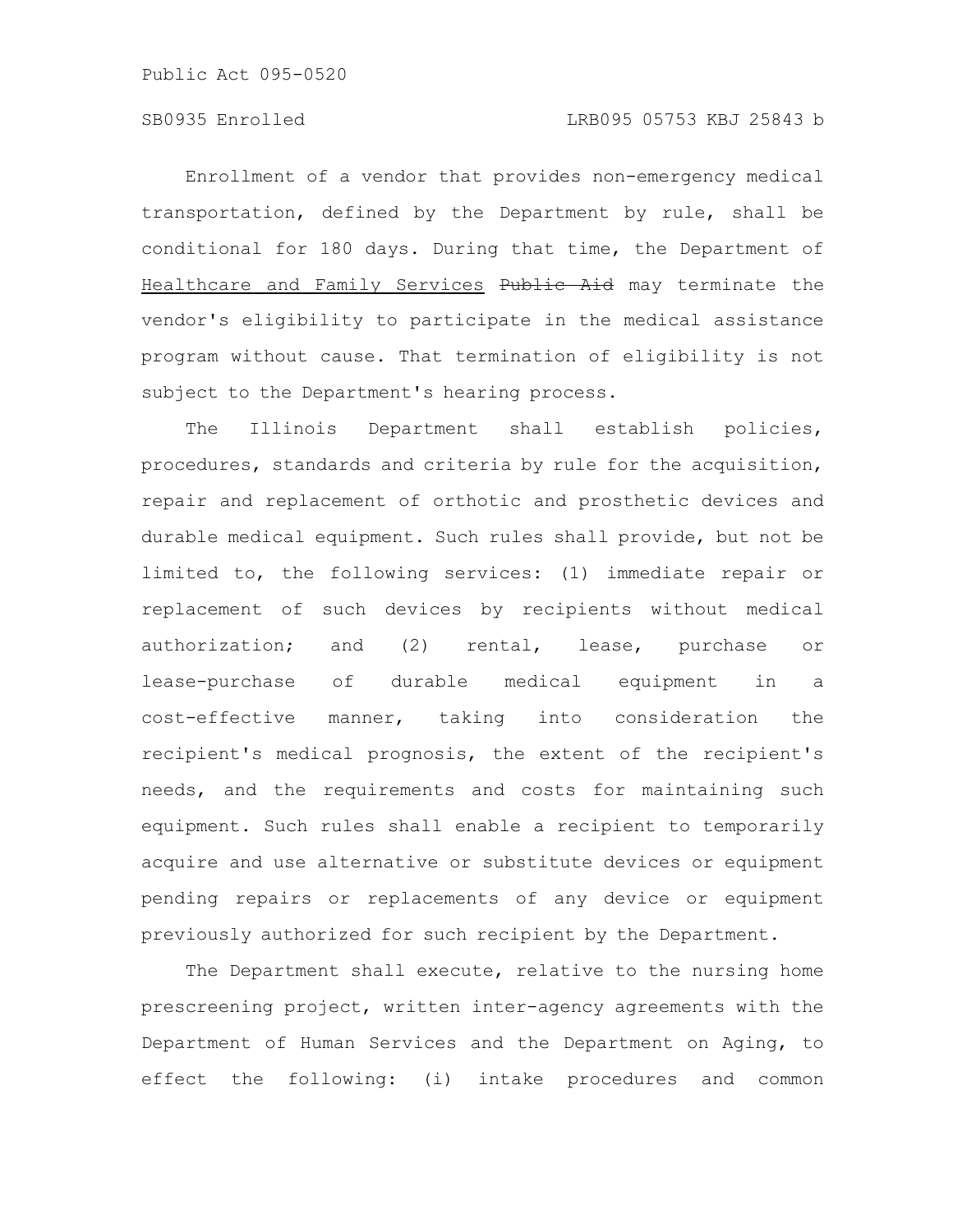Enrollment of a vendor that provides non-emergency medical transportation, defined by the Department by rule, shall be conditional for 180 days. During that time, the Department of Healthcare and Family Services ~~Public Aid~~ may terminate the vendor's eligibility to participate in the medical assistance program without cause. That termination of eligibility is not subject to the Department's hearing process.

The Illinois Department shall establish policies, procedures, standards and criteria by rule for the acquisition, repair and replacement of orthotic and prosthetic devices and durable medical equipment. Such rules shall provide, but not be limited to, the following services: (1) immediate repair or replacement of such devices by recipients without medical authorization; and (2) rental, lease, purchase or lease-purchase of durable medical equipment in a cost-effective manner, taking into consideration the recipient's medical prognosis, the extent of the recipient's needs, and the requirements and costs for maintaining such equipment. Such rules shall enable a recipient to temporarily acquire and use alternative or substitute devices or equipment pending repairs or replacements of any device or equipment previously authorized for such recipient by the Department.

The Department shall execute, relative to the nursing home prescreening project, written inter-agency agreements with the Department of Human Services and the Department on Aging, to effect the following: (i) intake procedures and common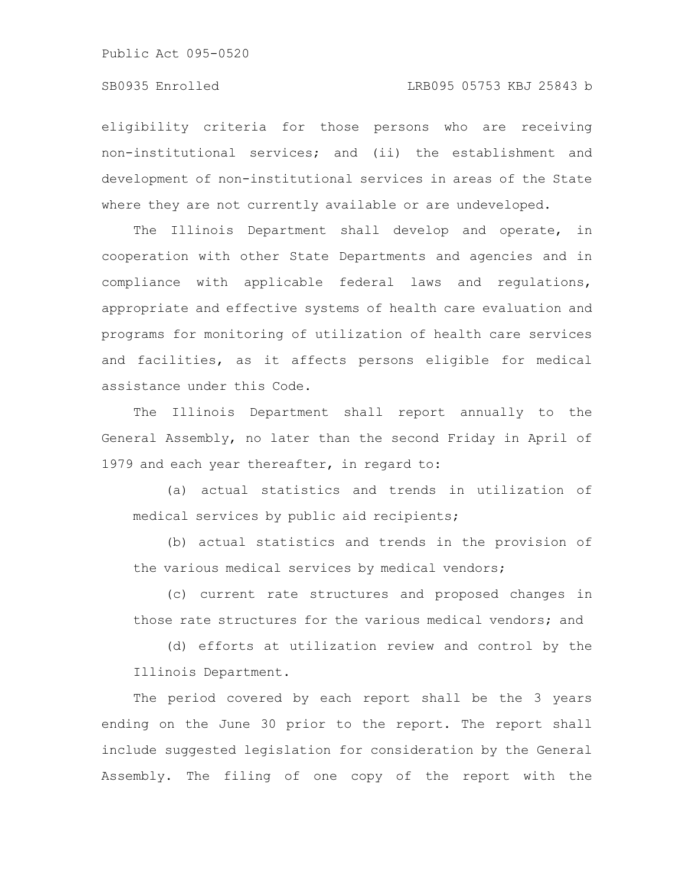eligibility criteria for those persons who are receiving non-institutional services; and (ii) the establishment and development of non-institutional services in areas of the State where they are not currently available or are undeveloped.

The Illinois Department shall develop and operate, in cooperation with other State Departments and agencies and in compliance with applicable federal laws and regulations, appropriate and effective systems of health care evaluation and programs for monitoring of utilization of health care services and facilities, as it affects persons eligible for medical assistance under this Code.

The Illinois Department shall report annually to the General Assembly, no later than the second Friday in April of 1979 and each year thereafter, in regard to:

(a) actual statistics and trends in utilization of medical services by public aid recipients;

(b) actual statistics and trends in the provision of the various medical services by medical vendors;

(c) current rate structures and proposed changes in those rate structures for the various medical vendors; and

(d) efforts at utilization review and control by the Illinois Department.

The period covered by each report shall be the 3 years ending on the June 30 prior to the report. The report shall include suggested legislation for consideration by the General Assembly. The filing of one copy of the report with the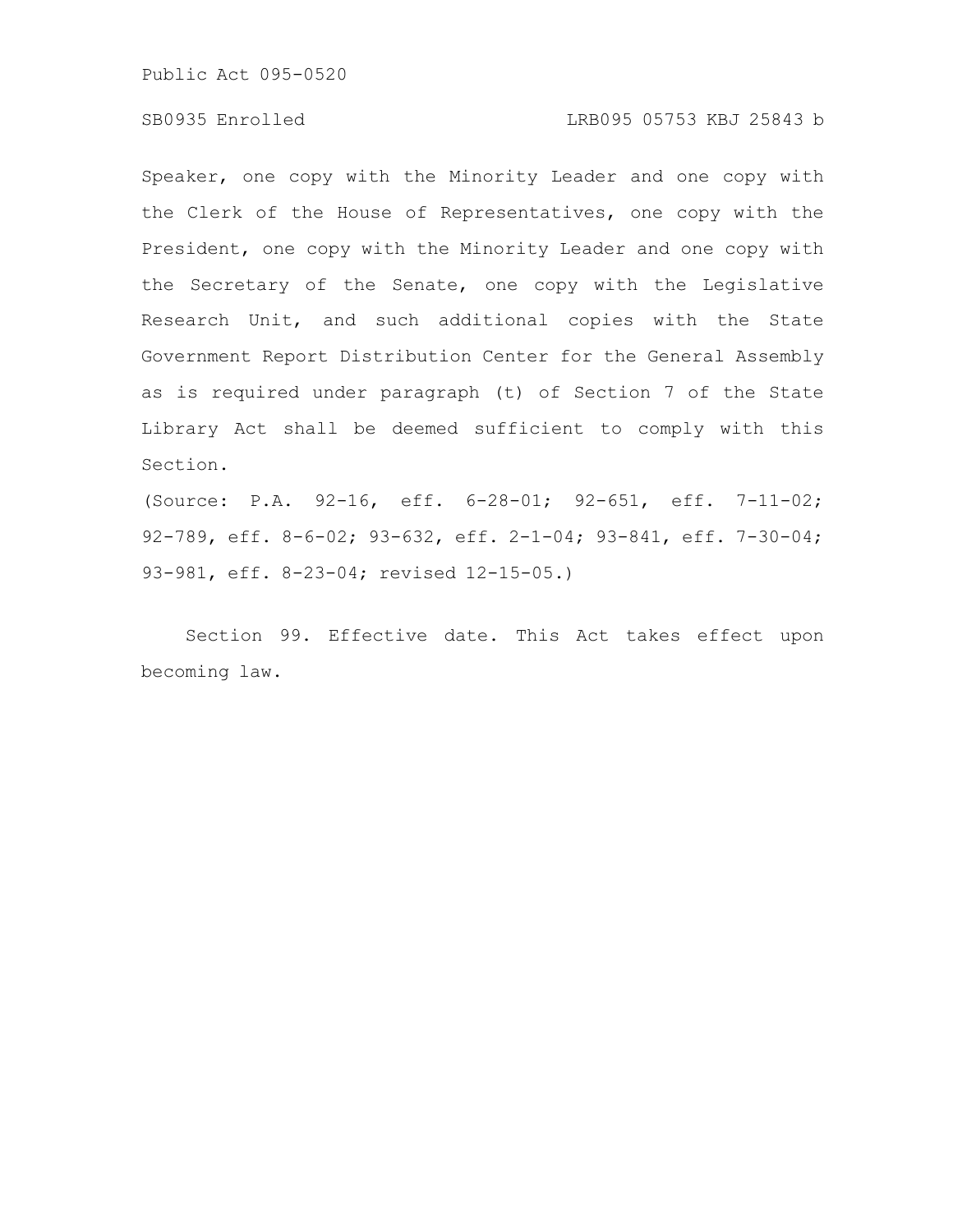Speaker, one copy with the Minority Leader and one copy with the Clerk of the House of Representatives, one copy with the President, one copy with the Minority Leader and one copy with the Secretary of the Senate, one copy with the Legislative Research Unit, and such additional copies with the State Government Report Distribution Center for the General Assembly as is required under paragraph (t) of Section 7 of the State Library Act shall be deemed sufficient to comply with this Section.

(Source: P.A. 92-16, eff. 6-28-01; 92-651, eff. 7-11-02; 92-789, eff. 8-6-02; 93-632, eff. 2-1-04; 93-841, eff. 7-30-04; 93-981, eff. 8-23-04; revised 12-15-05.)

Section 99. Effective date. This Act takes effect upon becoming law.